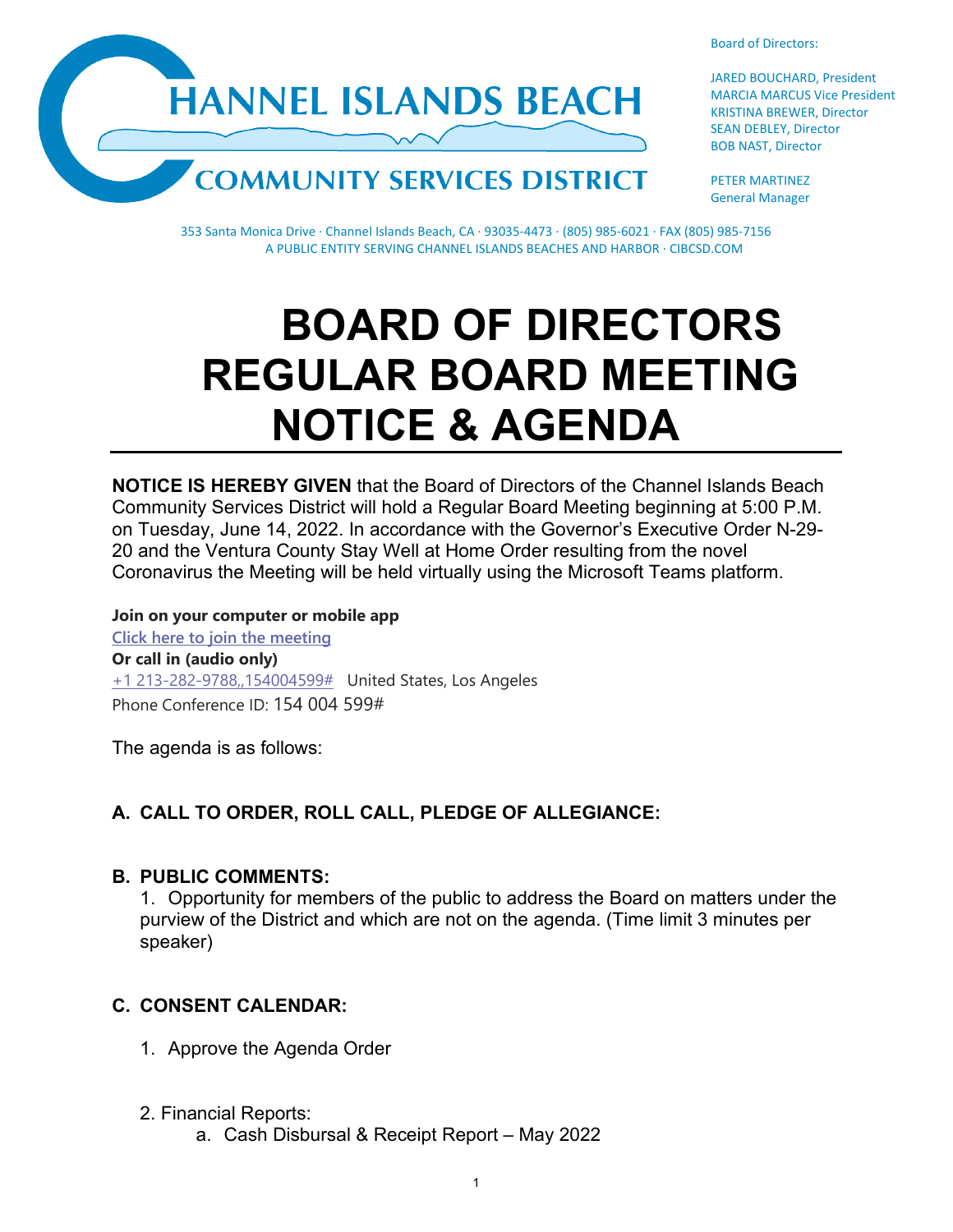# CHANNEL ISLANDS BEACH COMMUNITY SERVICES DISTRICT

Board of Directors:

JARED BOUCHARD, President
MARCIA MARCUS Vice President
KRISTINA BREWER, Director
SEAN DEBLEY, Director
BOB NAST, Director

PETER MARTINEZ
General Manager

353 Santa Monica Drive · Channel Islands Beach, CA · 93035-4473 · (805) 985-6021 · FAX (805) 985-7156
A PUBLIC ENTITY SERVING CHANNEL ISLANDS BEACHES AND HARBOR · CIBCSD.COM

# BOARD OF DIRECTORS REGULAR BOARD MEETING NOTICE & AGENDA

**NOTICE IS HEREBY GIVEN** that the Board of Directors of the Channel Islands Beach Community Services District will hold a Regular Board Meeting beginning at 5:00 P.M. on Tuesday, June 14, 2022. In accordance with the Governor's Executive Order N-29-20 and the Ventura County Stay Well at Home Order resulting from the novel Coronavirus the Meeting will be held virtually using the Microsoft Teams platform.

**Join on your computer or mobile app**
Click here to join the meeting
**Or call in (audio only)**
+1 213-282-9788,,154004599# United States, Los Angeles
Phone Conference ID: 154 004 599#

The agenda is as follows:

## A. CALL TO ORDER, ROLL CALL, PLEDGE OF ALLEGIANCE:

## B. PUBLIC COMMENTS:

1. Opportunity for members of the public to address the Board on matters under the purview of the District and which are not on the agenda. (Time limit 3 minutes per speaker)

## C. CONSENT CALENDAR:

1. Approve the Agenda Order

2. Financial Reports:
   a. Cash Disbursal & Receipt Report – May 2022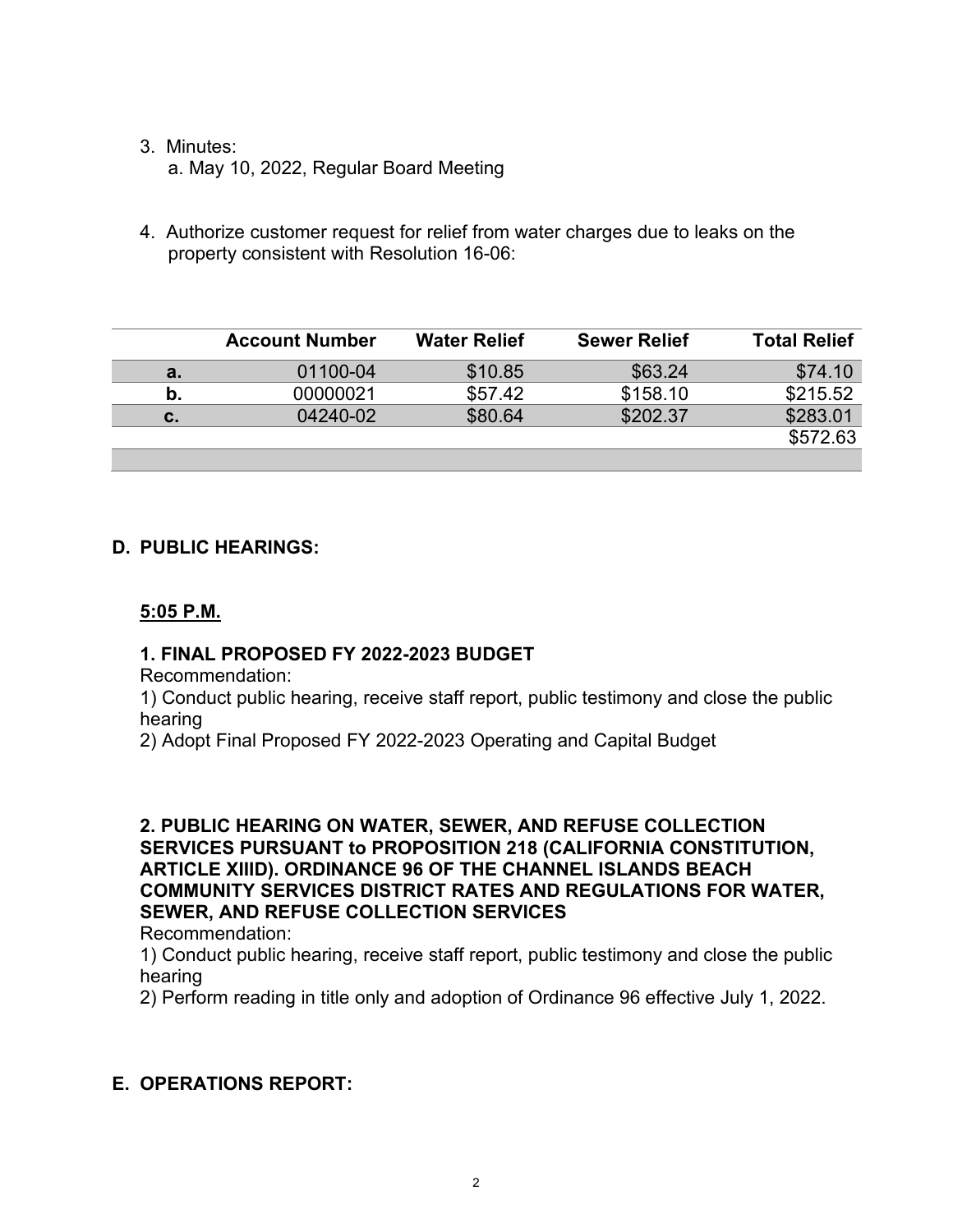3. Minutes:
   a. May 10, 2022, Regular Board Meeting

4. Authorize customer request for relief from water charges due to leaks on the property consistent with Resolution 16-06:

| | Account Number | Water Relief | Sewer Relief | Total Relief |
|---|---|---|---|---|
| a. | 01100-04 | $10.85 | $63.24 | $74.10 |
| b. | 00000021 | $57.42 | $158.10 | $215.52 |
| c. | 04240-02 | $80.64 | $202.37 | $283.01 |
| | | | | $572.63 |

## D. PUBLIC HEARINGS:

**5:05 P.M.**

### 1. FINAL PROPOSED FY 2022-2023 BUDGET

Recommendation:

1) Conduct public hearing, receive staff report, public testimony and close the public hearing
2) Adopt Final Proposed FY 2022-2023 Operating and Capital Budget

### 2. PUBLIC HEARING ON WATER, SEWER, AND REFUSE COLLECTION SERVICES PURSUANT to PROPOSITION 218 (CALIFORNIA CONSTITUTION, ARTICLE XIIID). ORDINANCE 96 OF THE CHANNEL ISLANDS BEACH COMMUNITY SERVICES DISTRICT RATES AND REGULATIONS FOR WATER, SEWER, AND REFUSE COLLECTION SERVICES

Recommendation:

1) Conduct public hearing, receive staff report, public testimony and close the public hearing
2) Perform reading in title only and adoption of Ordinance 96 effective July 1, 2022.

## E. OPERATIONS REPORT: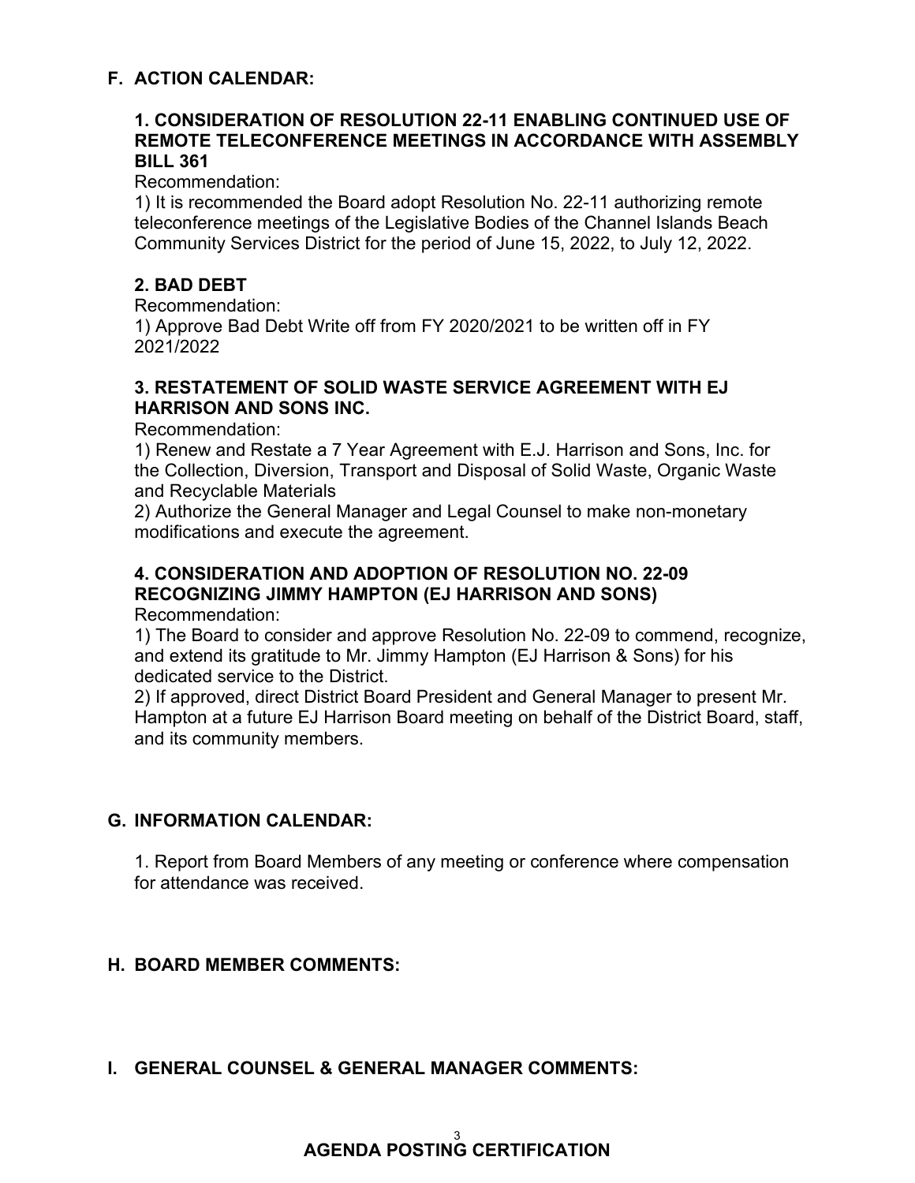## F. ACTION CALENDAR:

### 1. CONSIDERATION OF RESOLUTION 22-11 ENABLING CONTINUED USE OF REMOTE TELECONFERENCE MEETINGS IN ACCORDANCE WITH ASSEMBLY BILL 361

Recommendation:
1) It is recommended the Board adopt Resolution No. 22-11 authorizing remote teleconference meetings of the Legislative Bodies of the Channel Islands Beach Community Services District for the period of June 15, 2022, to July 12, 2022.

### 2. BAD DEBT

Recommendation:
1) Approve Bad Debt Write off from FY 2020/2021 to be written off in FY 2021/2022

### 3. RESTATEMENT OF SOLID WASTE SERVICE AGREEMENT WITH EJ HARRISON AND SONS INC.

Recommendation:
1) Renew and Restate a 7 Year Agreement with E.J. Harrison and Sons, Inc. for the Collection, Diversion, Transport and Disposal of Solid Waste, Organic Waste and Recyclable Materials
2) Authorize the General Manager and Legal Counsel to make non-monetary modifications and execute the agreement.

### 4. CONSIDERATION AND ADOPTION OF RESOLUTION NO. 22-09 RECOGNIZING JIMMY HAMPTON (EJ HARRISON AND SONS)

Recommendation:
1) The Board to consider and approve Resolution No. 22-09 to commend, recognize, and extend its gratitude to Mr. Jimmy Hampton (EJ Harrison & Sons) for his dedicated service to the District.
2) If approved, direct District Board President and General Manager to present Mr. Hampton at a future EJ Harrison Board meeting on behalf of the District Board, staff, and its community members.

## G. INFORMATION CALENDAR:

1. Report from Board Members of any meeting or conference where compensation for attendance was received.

## H. BOARD MEMBER COMMENTS:

## I. GENERAL COUNSEL & GENERAL MANAGER COMMENTS:

**AGENDA POSTING CERTIFICATION**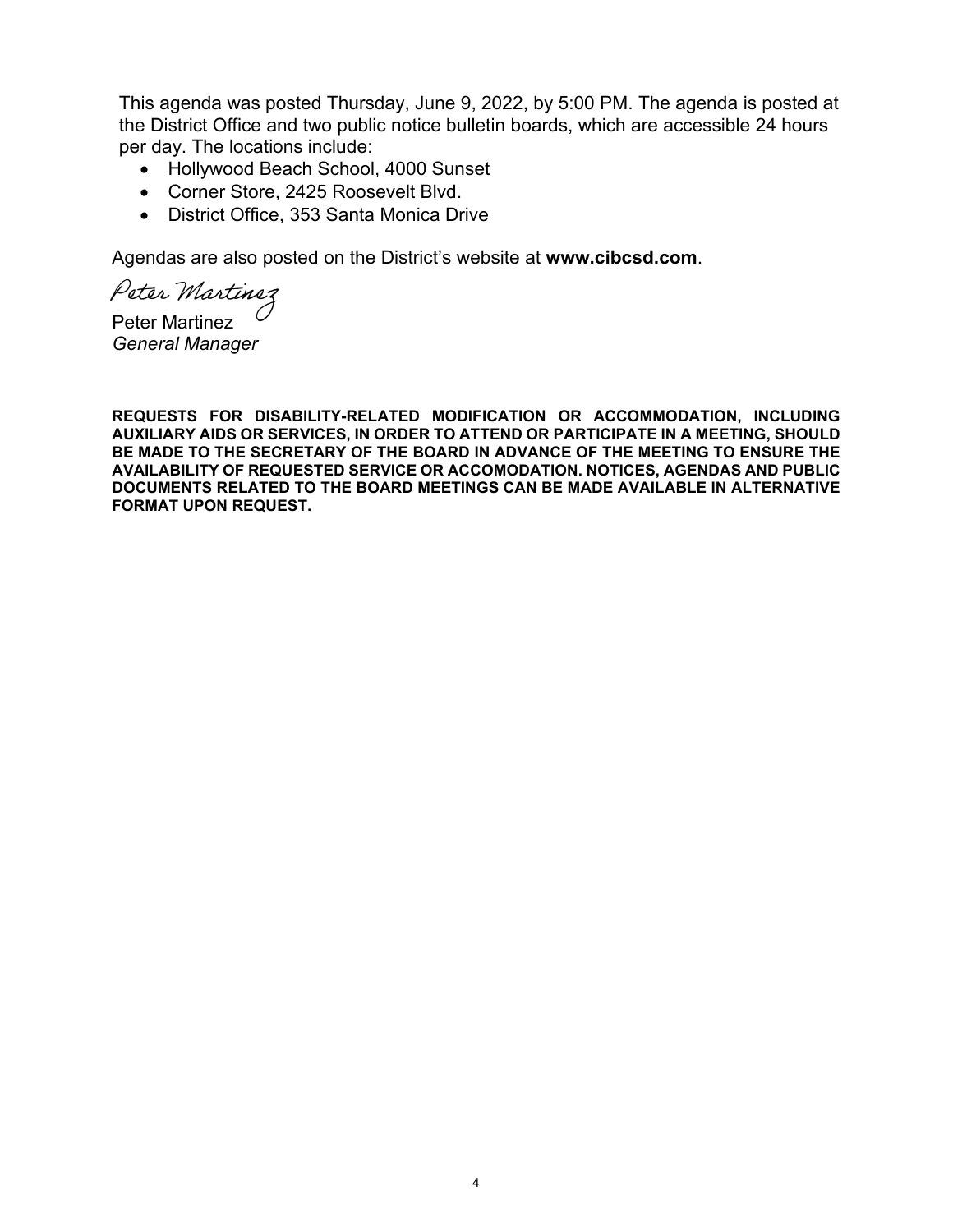This agenda was posted Thursday, June 9, 2022, by 5:00 PM. The agenda is posted at the District Office and two public notice bulletin boards, which are accessible 24 hours per day. The locations include:

- Hollywood Beach School, 4000 Sunset
- Corner Store, 2425 Roosevelt Blvd.
- District Office, 353 Santa Monica Drive

Agendas are also posted on the District's website at **www.cibcsd.com**.

Peter Martinez

Peter Martinez
*General Manager*

**REQUESTS FOR DISABILITY-RELATED MODIFICATION OR ACCOMMODATION, INCLUDING AUXILIARY AIDS OR SERVICES, IN ORDER TO ATTEND OR PARTICIPATE IN A MEETING, SHOULD BE MADE TO THE SECRETARY OF THE BOARD IN ADVANCE OF THE MEETING TO ENSURE THE AVAILABILITY OF REQUESTED SERVICE OR ACCOMODATION. NOTICES, AGENDAS AND PUBLIC DOCUMENTS RELATED TO THE BOARD MEETINGS CAN BE MADE AVAILABLE IN ALTERNATIVE FORMAT UPON REQUEST.**